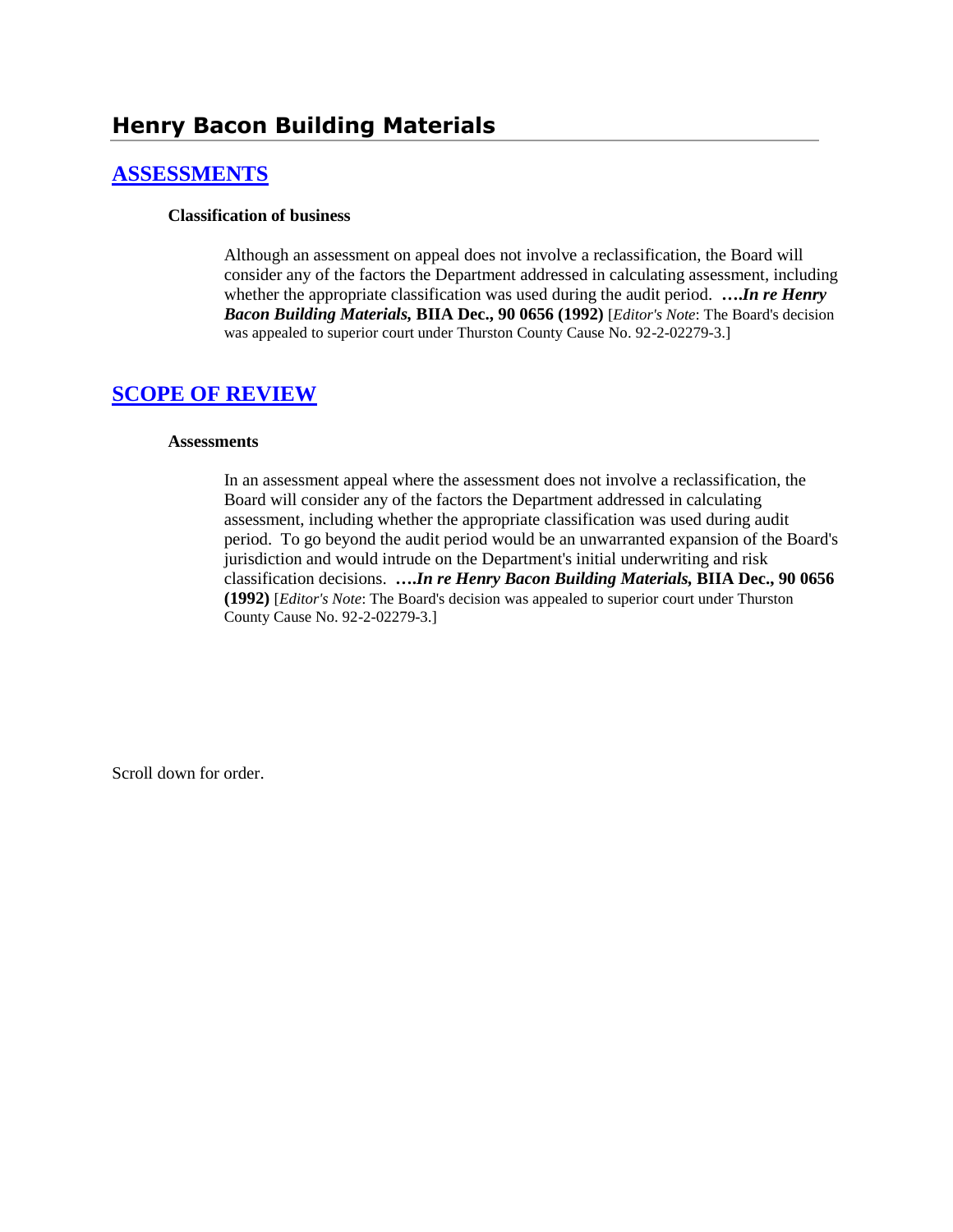# Henry Bacon Building Materials

## ASSESSMENTS

**Classification of business**

Although an assessment on appeal does not involve a reclassification, the Board will consider any of the factors the Department addressed in calculating assessment, including whether the appropriate classification was used during the audit period. ***….In re Henry Bacon Building Materials,* BIIA Dec., 90 0656 (1992)** [*Editor's Note*: The Board's decision was appealed to superior court under Thurston County Cause No. 92-2-02279-3.]

## SCOPE OF REVIEW

**Assessments**

In an assessment appeal where the assessment does not involve a reclassification, the Board will consider any of the factors the Department addressed in calculating assessment, including whether the appropriate classification was used during audit period. To go beyond the audit period would be an unwarranted expansion of the Board's jurisdiction and would intrude on the Department's initial underwriting and risk classification decisions. ***….In re Henry Bacon Building Materials,* BIIA Dec., 90 0656 (1992)** [*Editor's Note*: The Board's decision was appealed to superior court under Thurston County Cause No. 92-2-02279-3.]

Scroll down for order.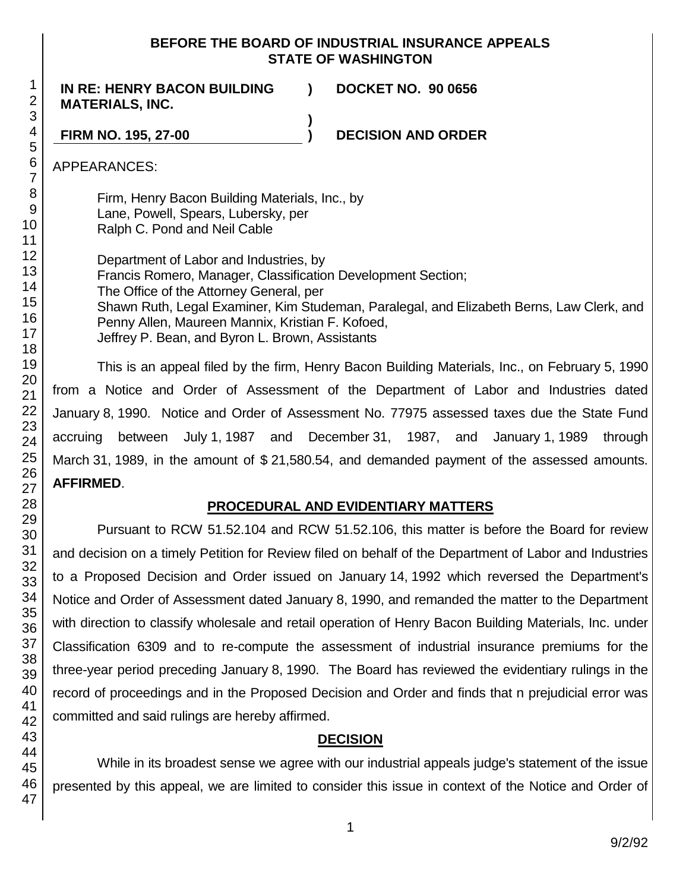**BEFORE THE BOARD OF INDUSTRIAL INSURANCE APPEALS
STATE OF WASHINGTON**

**IN RE: HENRY BACON BUILDING MATERIALS, INC.** ) **DOCKET NO. 90 0656**

**FIRM NO. 195, 27-00** ) **DECISION AND ORDER**

APPEARANCES:

Firm, Henry Bacon Building Materials, Inc., by
Lane, Powell, Spears, Lubersky, per
Ralph C. Pond and Neil Cable

Department of Labor and Industries, by
Francis Romero, Manager, Classification Development Section;
The Office of the Attorney General, per
Shawn Ruth, Legal Examiner, Kim Studeman, Paralegal, and Elizabeth Berns, Law Clerk, and
Penny Allen, Maureen Mannix, Kristian F. Kofoed,
Jeffrey P. Bean, and Byron L. Brown, Assistants

This is an appeal filed by the firm, Henry Bacon Building Materials, Inc., on February 5, 1990 from a Notice and Order of Assessment of the Department of Labor and Industries dated January 8, 1990. Notice and Order of Assessment No. 77975 assessed taxes due the State Fund accruing between July 1, 1987 and December 31, 1987, and January 1, 1989 through March 31, 1989, in the amount of $ 21,580.54, and demanded payment of the assessed amounts. **AFFIRMED**.

## PROCEDURAL AND EVIDENTIARY MATTERS

Pursuant to RCW 51.52.104 and RCW 51.52.106, this matter is before the Board for review and decision on a timely Petition for Review filed on behalf of the Department of Labor and Industries to a Proposed Decision and Order issued on January 14, 1992 which reversed the Department's Notice and Order of Assessment dated January 8, 1990, and remanded the matter to the Department with direction to classify wholesale and retail operation of Henry Bacon Building Materials, Inc. under Classification 6309 and to re-compute the assessment of industrial insurance premiums for the three-year period preceding January 8, 1990. The Board has reviewed the evidentiary rulings in the record of proceedings and in the Proposed Decision and Order and finds that n prejudicial error was committed and said rulings are hereby affirmed.

## DECISION

While in its broadest sense we agree with our industrial appeals judge's statement of the issue presented by this appeal, we are limited to consider this issue in context of the Notice and Order of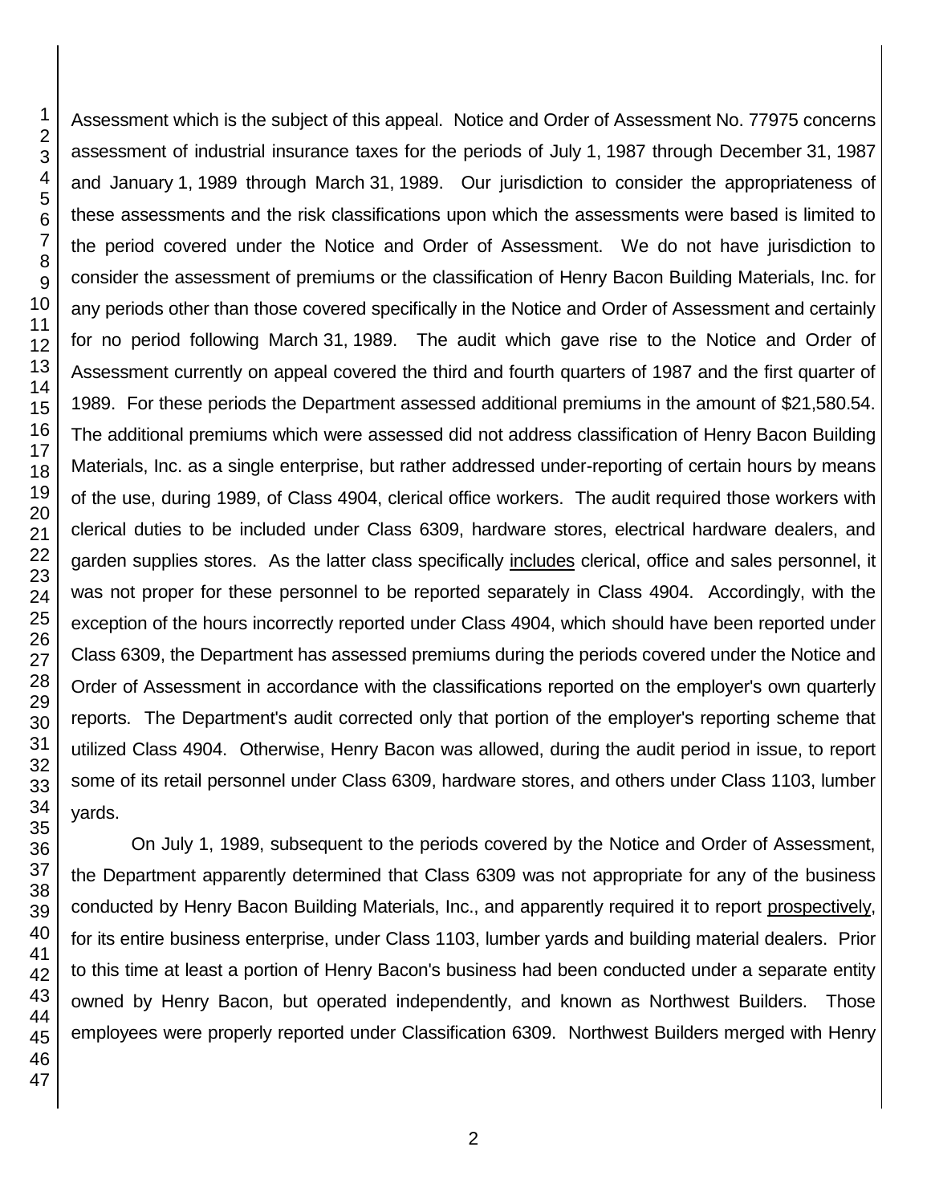Assessment which is the subject of this appeal. Notice and Order of Assessment No. 77975 concerns assessment of industrial insurance taxes for the periods of July 1, 1987 through December 31, 1987 and January 1, 1989 through March 31, 1989. Our jurisdiction to consider the appropriateness of these assessments and the risk classifications upon which the assessments were based is limited to the period covered under the Notice and Order of Assessment. We do not have jurisdiction to consider the assessment of premiums or the classification of Henry Bacon Building Materials, Inc. for any periods other than those covered specifically in the Notice and Order of Assessment and certainly for no period following March 31, 1989. The audit which gave rise to the Notice and Order of Assessment currently on appeal covered the third and fourth quarters of 1987 and the first quarter of 1989. For these periods the Department assessed additional premiums in the amount of $21,580.54. The additional premiums which were assessed did not address classification of Henry Bacon Building Materials, Inc. as a single enterprise, but rather addressed under-reporting of certain hours by means of the use, during 1989, of Class 4904, clerical office workers. The audit required those workers with clerical duties to be included under Class 6309, hardware stores, electrical hardware dealers, and garden supplies stores. As the latter class specifically includes clerical, office and sales personnel, it was not proper for these personnel to be reported separately in Class 4904. Accordingly, with the exception of the hours incorrectly reported under Class 4904, which should have been reported under Class 6309, the Department has assessed premiums during the periods covered under the Notice and Order of Assessment in accordance with the classifications reported on the employer's own quarterly reports. The Department's audit corrected only that portion of the employer's reporting scheme that utilized Class 4904. Otherwise, Henry Bacon was allowed, during the audit period in issue, to report some of its retail personnel under Class 6309, hardware stores, and others under Class 1103, lumber yards.

On July 1, 1989, subsequent to the periods covered by the Notice and Order of Assessment, the Department apparently determined that Class 6309 was not appropriate for any of the business conducted by Henry Bacon Building Materials, Inc., and apparently required it to report prospectively, for its entire business enterprise, under Class 1103, lumber yards and building material dealers. Prior to this time at least a portion of Henry Bacon's business had been conducted under a separate entity owned by Henry Bacon, but operated independently, and known as Northwest Builders. Those employees were properly reported under Classification 6309. Northwest Builders merged with Henry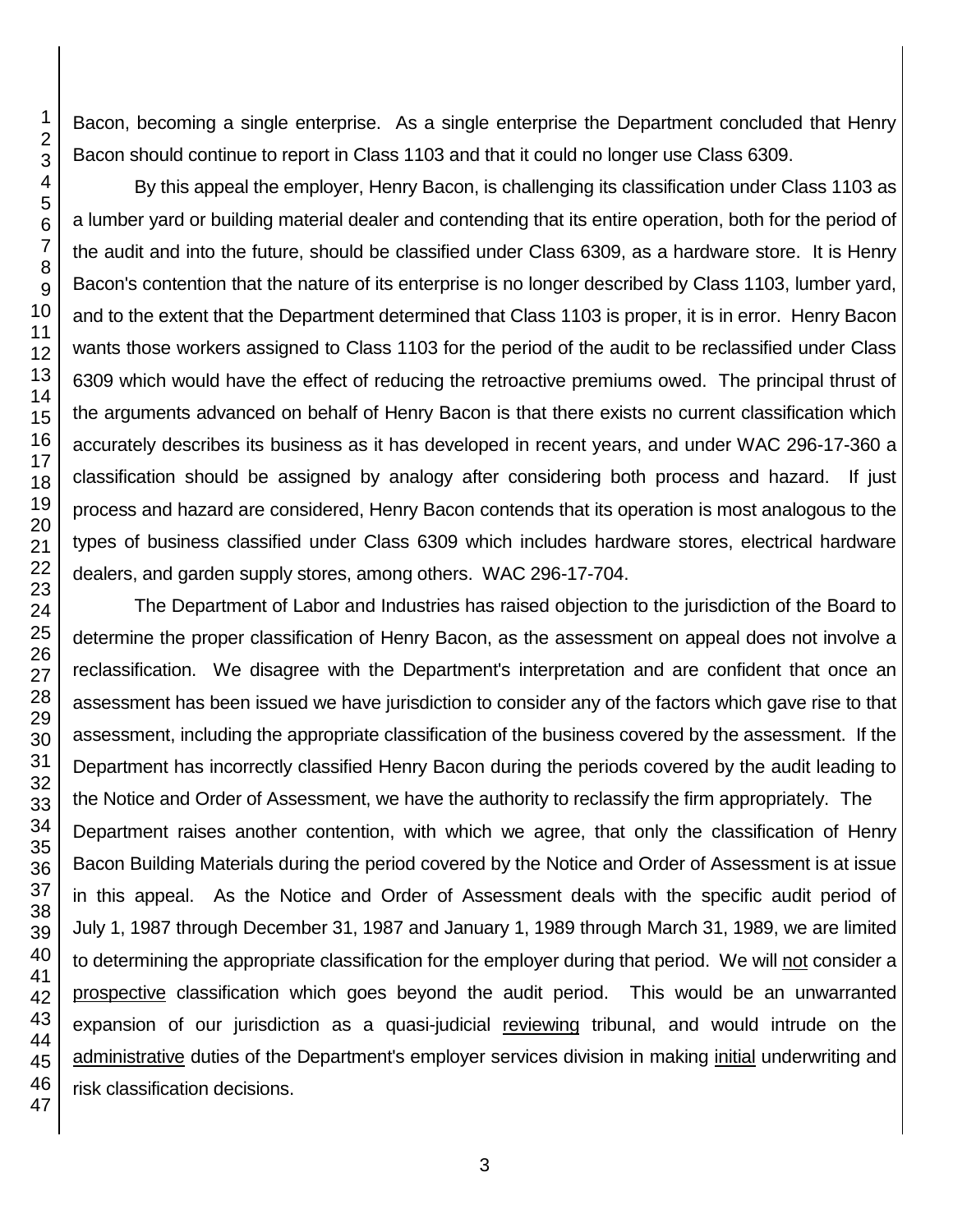Bacon, becoming a single enterprise. As a single enterprise the Department concluded that Henry Bacon should continue to report in Class 1103 and that it could no longer use Class 6309.

By this appeal the employer, Henry Bacon, is challenging its classification under Class 1103 as a lumber yard or building material dealer and contending that its entire operation, both for the period of the audit and into the future, should be classified under Class 6309, as a hardware store. It is Henry Bacon's contention that the nature of its enterprise is no longer described by Class 1103, lumber yard, and to the extent that the Department determined that Class 1103 is proper, it is in error. Henry Bacon wants those workers assigned to Class 1103 for the period of the audit to be reclassified under Class 6309 which would have the effect of reducing the retroactive premiums owed. The principal thrust of the arguments advanced on behalf of Henry Bacon is that there exists no current classification which accurately describes its business as it has developed in recent years, and under WAC 296-17-360 a classification should be assigned by analogy after considering both process and hazard. If just process and hazard are considered, Henry Bacon contends that its operation is most analogous to the types of business classified under Class 6309 which includes hardware stores, electrical hardware dealers, and garden supply stores, among others. WAC 296-17-704.

The Department of Labor and Industries has raised objection to the jurisdiction of the Board to determine the proper classification of Henry Bacon, as the assessment on appeal does not involve a reclassification. We disagree with the Department's interpretation and are confident that once an assessment has been issued we have jurisdiction to consider any of the factors which gave rise to that assessment, including the appropriate classification of the business covered by the assessment. If the Department has incorrectly classified Henry Bacon during the periods covered by the audit leading to the Notice and Order of Assessment, we have the authority to reclassify the firm appropriately. The Department raises another contention, with which we agree, that only the classification of Henry Bacon Building Materials during the period covered by the Notice and Order of Assessment is at issue in this appeal. As the Notice and Order of Assessment deals with the specific audit period of July 1, 1987 through December 31, 1987 and January 1, 1989 through March 31, 1989, we are limited to determining the appropriate classification for the employer during that period. We will <u>not</u> consider a <u>prospective</u> classification which goes beyond the audit period. This would be an unwarranted expansion of our jurisdiction as a quasi-judicial <u>reviewing</u> tribunal, and would intrude on the <u>administrative</u> duties of the Department's employer services division in making <u>initial</u> underwriting and risk classification decisions.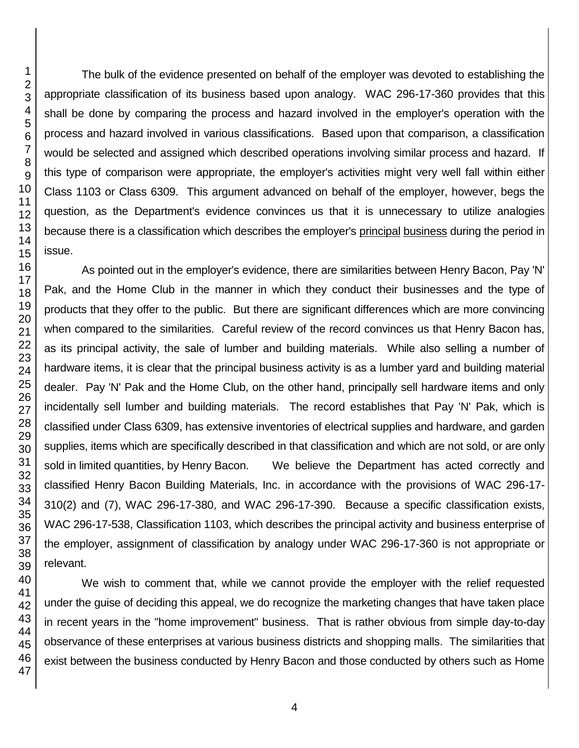The bulk of the evidence presented on behalf of the employer was devoted to establishing the appropriate classification of its business based upon analogy. WAC 296-17-360 provides that this shall be done by comparing the process and hazard involved in the employer's operation with the process and hazard involved in various classifications. Based upon that comparison, a classification would be selected and assigned which described operations involving similar process and hazard. If this type of comparison were appropriate, the employer's activities might very well fall within either Class 1103 or Class 6309. This argument advanced on behalf of the employer, however, begs the question, as the Department's evidence convinces us that it is unnecessary to utilize analogies because there is a classification which describes the employer's principal business during the period in issue.

As pointed out in the employer's evidence, there are similarities between Henry Bacon, Pay 'N' Pak, and the Home Club in the manner in which they conduct their businesses and the type of products that they offer to the public. But there are significant differences which are more convincing when compared to the similarities. Careful review of the record convinces us that Henry Bacon has, as its principal activity, the sale of lumber and building materials. While also selling a number of hardware items, it is clear that the principal business activity is as a lumber yard and building material dealer. Pay 'N' Pak and the Home Club, on the other hand, principally sell hardware items and only incidentally sell lumber and building materials. The record establishes that Pay 'N' Pak, which is classified under Class 6309, has extensive inventories of electrical supplies and hardware, and garden supplies, items which are specifically described in that classification and which are not sold, or are only sold in limited quantities, by Henry Bacon. We believe the Department has acted correctly and classified Henry Bacon Building Materials, Inc. in accordance with the provisions of WAC 296-17-310(2) and (7), WAC 296-17-380, and WAC 296-17-390. Because a specific classification exists, WAC 296-17-538, Classification 1103, which describes the principal activity and business enterprise of the employer, assignment of classification by analogy under WAC 296-17-360 is not appropriate or relevant.

We wish to comment that, while we cannot provide the employer with the relief requested under the guise of deciding this appeal, we do recognize the marketing changes that have taken place in recent years in the "home improvement" business. That is rather obvious from simple day-to-day observance of these enterprises at various business districts and shopping malls. The similarities that exist between the business conducted by Henry Bacon and those conducted by others such as Home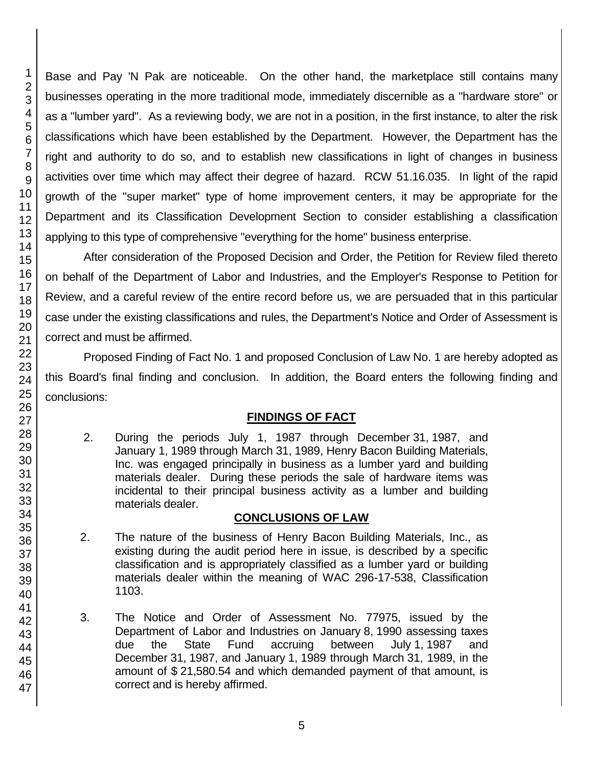Base and Pay 'N Pak are noticeable. On the other hand, the marketplace still contains many businesses operating in the more traditional mode, immediately discernible as a "hardware store" or as a "lumber yard". As a reviewing body, we are not in a position, in the first instance, to alter the risk classifications which have been established by the Department. However, the Department has the right and authority to do so, and to establish new classifications in light of changes in business activities over time which may affect their degree of hazard. RCW 51.16.035. In light of the rapid growth of the "super market" type of home improvement centers, it may be appropriate for the Department and its Classification Development Section to consider establishing a classification applying to this type of comprehensive "everything for the home" business enterprise.

After consideration of the Proposed Decision and Order, the Petition for Review filed thereto on behalf of the Department of Labor and Industries, and the Employer's Response to Petition for Review, and a careful review of the entire record before us, we are persuaded that in this particular case under the existing classifications and rules, the Department's Notice and Order of Assessment is correct and must be affirmed.

Proposed Finding of Fact No. 1 and proposed Conclusion of Law No. 1 are hereby adopted as this Board's final finding and conclusion. In addition, the Board enters the following finding and conclusions:

## FINDINGS OF FACT

2. During the periods July 1, 1987 through December 31, 1987, and January 1, 1989 through March 31, 1989, Henry Bacon Building Materials, Inc. was engaged principally in business as a lumber yard and building materials dealer. During these periods the sale of hardware items was incidental to their principal business activity as a lumber and building materials dealer.

## CONCLUSIONS OF LAW

2. The nature of the business of Henry Bacon Building Materials, Inc., as existing during the audit period here in issue, is described by a specific classification and is appropriately classified as a lumber yard or building materials dealer within the meaning of WAC 296-17-538, Classification 1103.

3. The Notice and Order of Assessment No. 77975, issued by the Department of Labor and Industries on January 8, 1990 assessing taxes due the State Fund accruing between July 1, 1987 and December 31, 1987, and January 1, 1989 through March 31, 1989, in the amount of $ 21,580.54 and which demanded payment of that amount, is correct and is hereby affirmed.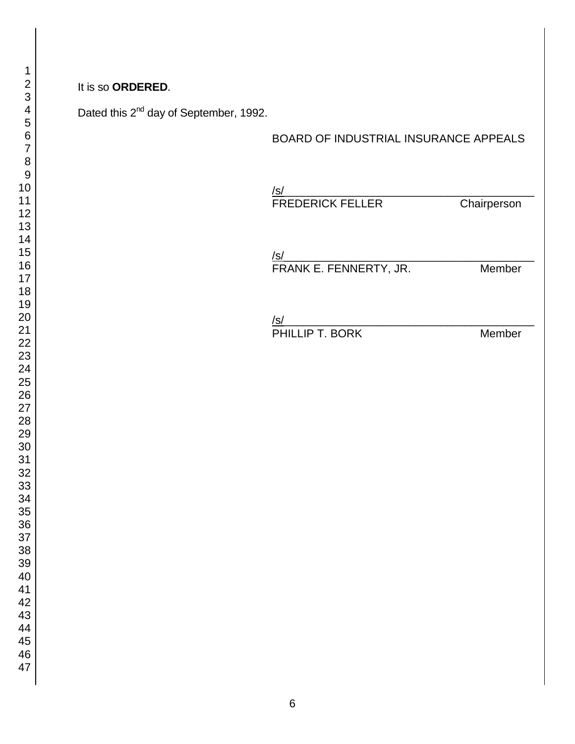It is so **ORDERED**.

Dated this 2nd day of September, 1992.

BOARD OF INDUSTRIAL INSURANCE APPEALS

/s/
FREDERICK FELLER Chairperson

/s/
FRANK E. FENNERTY, JR. Member

/s/
PHILLIP T. BORK Member